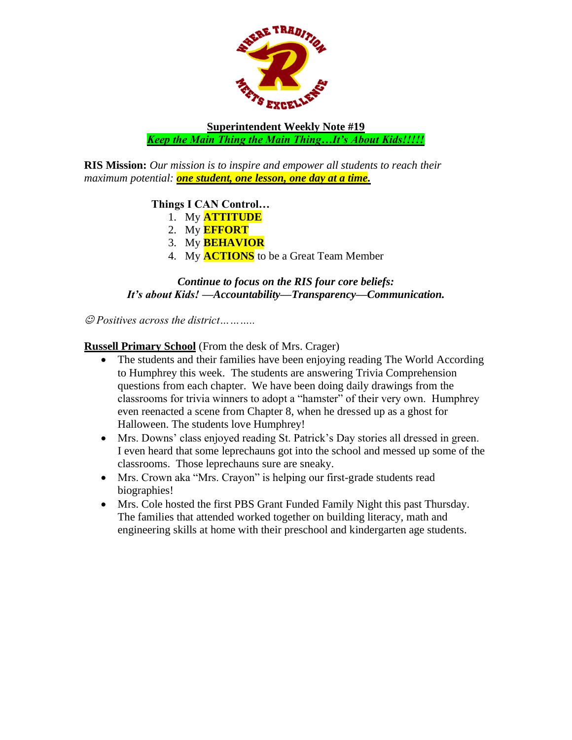**Superintendent Weekly Note #19**

***Keep the Main Thing the Main Thing…It's About Kids!!!!!***

**RIS Mission:** *Our mission is to inspire and empower all students to reach their maximum potential: **one student, one lesson, one day at a time.***

**Things I CAN Control…**

1. My **ATTITUDE**
2. My **EFFORT**
3. My **BEHAVIOR**
4. My **ACTIONS** to be a Great Team Member

***Continue to focus on the RIS four core beliefs:***
***It's about Kids! —Accountability—Transparency—Communication.***

*☺ Positives across the district………..*

**Russell Primary School** (From the desk of Mrs. Crager)

- The students and their families have been enjoying reading The World According to Humphrey this week. The students are answering Trivia Comprehension questions from each chapter. We have been doing daily drawings from the classrooms for trivia winners to adopt a "hamster" of their very own. Humphrey even reenacted a scene from Chapter 8, when he dressed up as a ghost for Halloween. The students love Humphrey!
- Mrs. Downs' class enjoyed reading St. Patrick's Day stories all dressed in green. I even heard that some leprechauns got into the school and messed up some of the classrooms. Those leprechauns sure are sneaky.
- Mrs. Crown aka "Mrs. Crayon" is helping our first-grade students read biographies!
- Mrs. Cole hosted the first PBS Grant Funded Family Night this past Thursday. The families that attended worked together on building literacy, math and engineering skills at home with their preschool and kindergarten age students.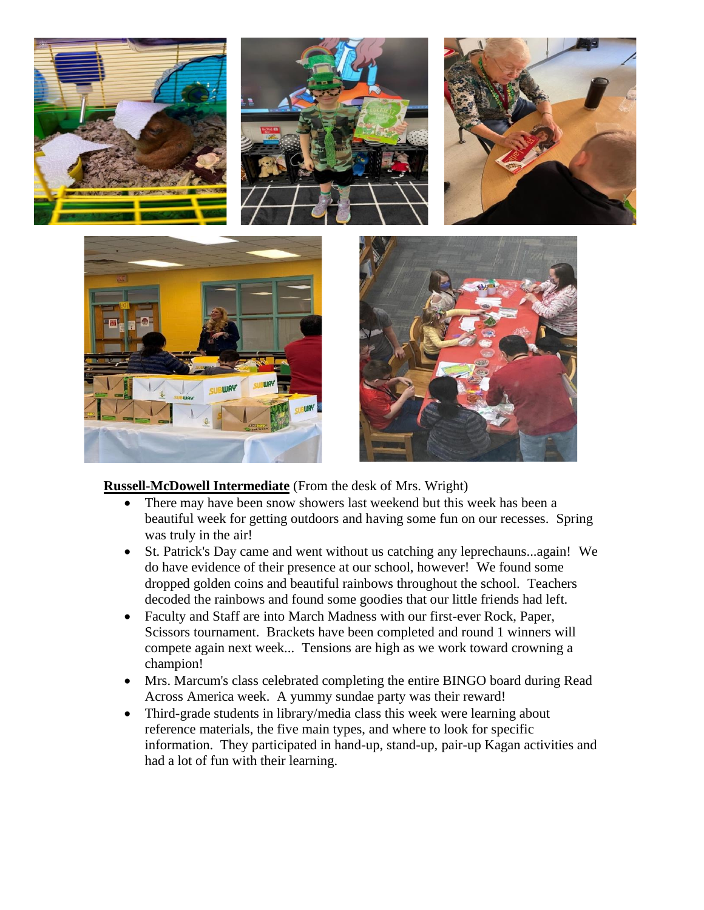**Russell-McDowell Intermediate** (From the desk of Mrs. Wright)

- There may have been snow showers last weekend but this week has been a beautiful week for getting outdoors and having some fun on our recesses. Spring was truly in the air!
- St. Patrick's Day came and went without us catching any leprechauns...again! We do have evidence of their presence at our school, however! We found some dropped golden coins and beautiful rainbows throughout the school. Teachers decoded the rainbows and found some goodies that our little friends had left.
- Faculty and Staff are into March Madness with our first-ever Rock, Paper, Scissors tournament. Brackets have been completed and round 1 winners will compete again next week... Tensions are high as we work toward crowning a champion!
- Mrs. Marcum's class celebrated completing the entire BINGO board during Read Across America week. A yummy sundae party was their reward!
- Third-grade students in library/media class this week were learning about reference materials, the five main types, and where to look for specific information. They participated in hand-up, stand-up, pair-up Kagan activities and had a lot of fun with their learning.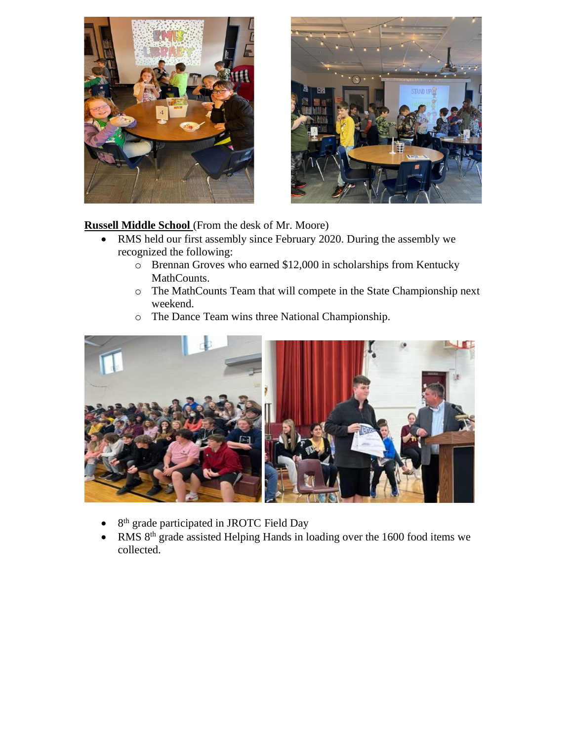**<u>Russell Middle School</u>** (From the desk of Mr. Moore)

- RMS held our first assembly since February 2020. During the assembly we recognized the following:
    - Brennan Groves who earned $12,000 in scholarships from Kentucky MathCounts.
    - The MathCounts Team that will compete in the State Championship next weekend.
    - The Dance Team wins three National Championship.

- 8th grade participated in JROTC Field Day
- RMS 8th grade assisted Helping Hands in loading over the 1600 food items we collected.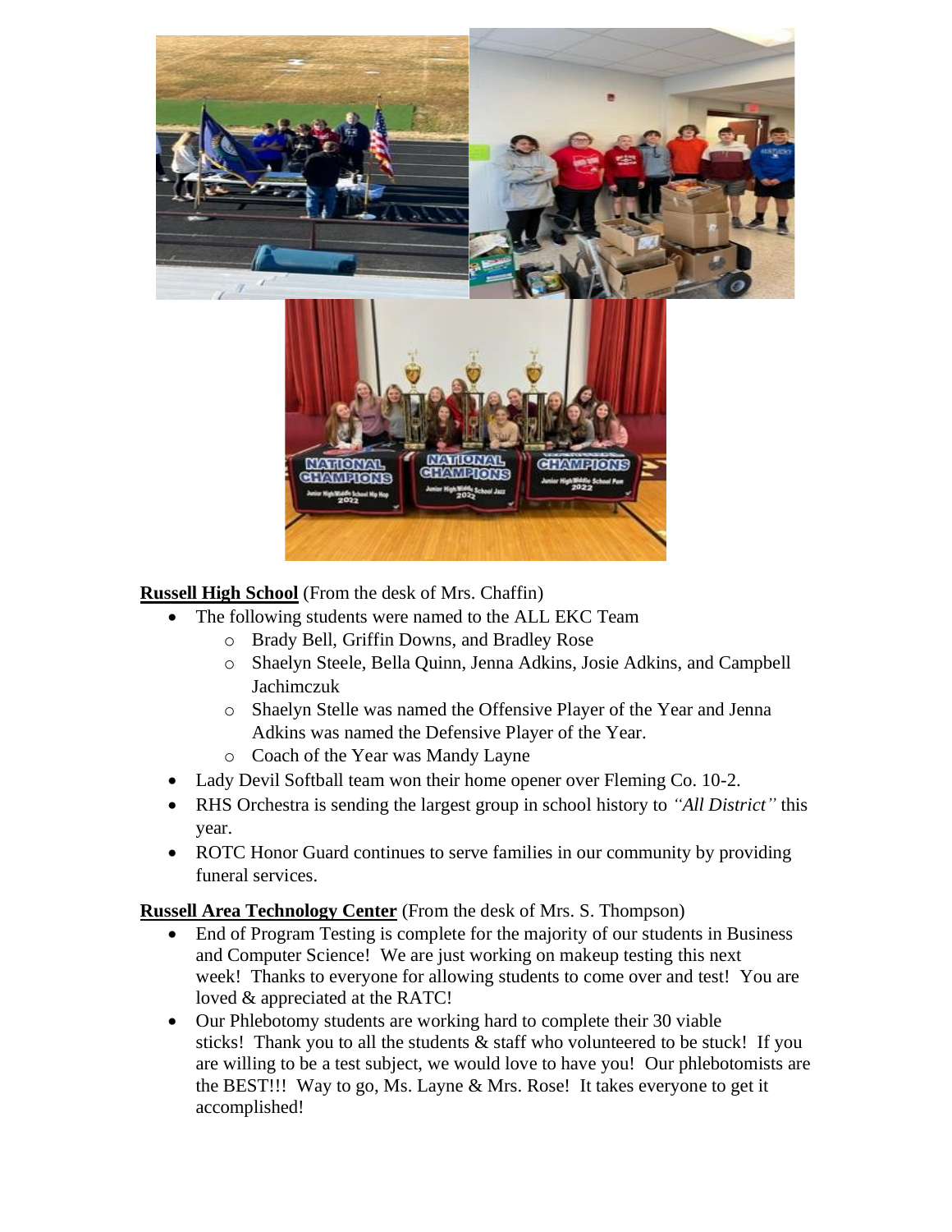**<u>Russell High School</u>** (From the desk of Mrs. Chaffin)

- The following students were named to the ALL EKC Team
  - Brady Bell, Griffin Downs, and Bradley Rose
  - Shaelyn Steele, Bella Quinn, Jenna Adkins, Josie Adkins, and Campbell Jachimczuk
  - Shaelyn Stelle was named the Offensive Player of the Year and Jenna Adkins was named the Defensive Player of the Year.
  - Coach of the Year was Mandy Layne
- Lady Devil Softball team won their home opener over Fleming Co. 10-2.
- RHS Orchestra is sending the largest group in school history to *"All District"* this year.
- ROTC Honor Guard continues to serve families in our community by providing funeral services.

**<u>Russell Area Technology Center</u>** (From the desk of Mrs. S. Thompson)

- End of Program Testing is complete for the majority of our students in Business and Computer Science! We are just working on makeup testing this next week! Thanks to everyone for allowing students to come over and test! You are loved & appreciated at the RATC!
- Our Phlebotomy students are working hard to complete their 30 viable sticks! Thank you to all the students & staff who volunteered to be stuck! If you are willing to be a test subject, we would love to have you! Our phlebotomists are the BEST!!! Way to go, Ms. Layne & Mrs. Rose! It takes everyone to get it accomplished!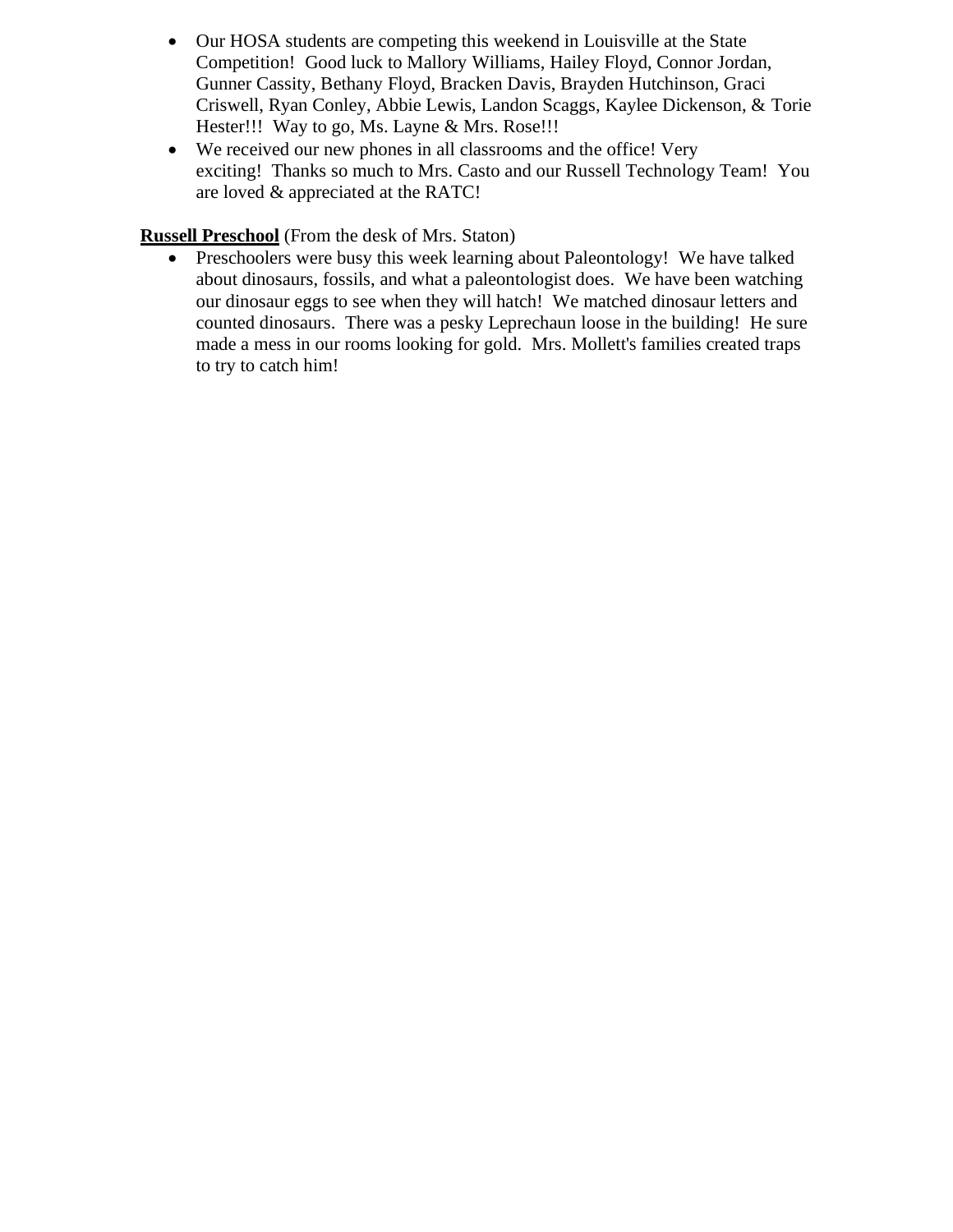- Our HOSA students are competing this weekend in Louisville at the State Competition! Good luck to Mallory Williams, Hailey Floyd, Connor Jordan, Gunner Cassity, Bethany Floyd, Bracken Davis, Brayden Hutchinson, Graci Criswell, Ryan Conley, Abbie Lewis, Landon Scaggs, Kaylee Dickenson, & Torie Hester!!! Way to go, Ms. Layne & Mrs. Rose!!!
- We received our new phones in all classrooms and the office! Very exciting! Thanks so much to Mrs. Casto and our Russell Technology Team! You are loved & appreciated at the RATC!

**Russell Preschool** (From the desk of Mrs. Staton)

- Preschoolers were busy this week learning about Paleontology! We have talked about dinosaurs, fossils, and what a paleontologist does. We have been watching our dinosaur eggs to see when they will hatch! We matched dinosaur letters and counted dinosaurs. There was a pesky Leprechaun loose in the building! He sure made a mess in our rooms looking for gold. Mrs. Mollett's families created traps to try to catch him!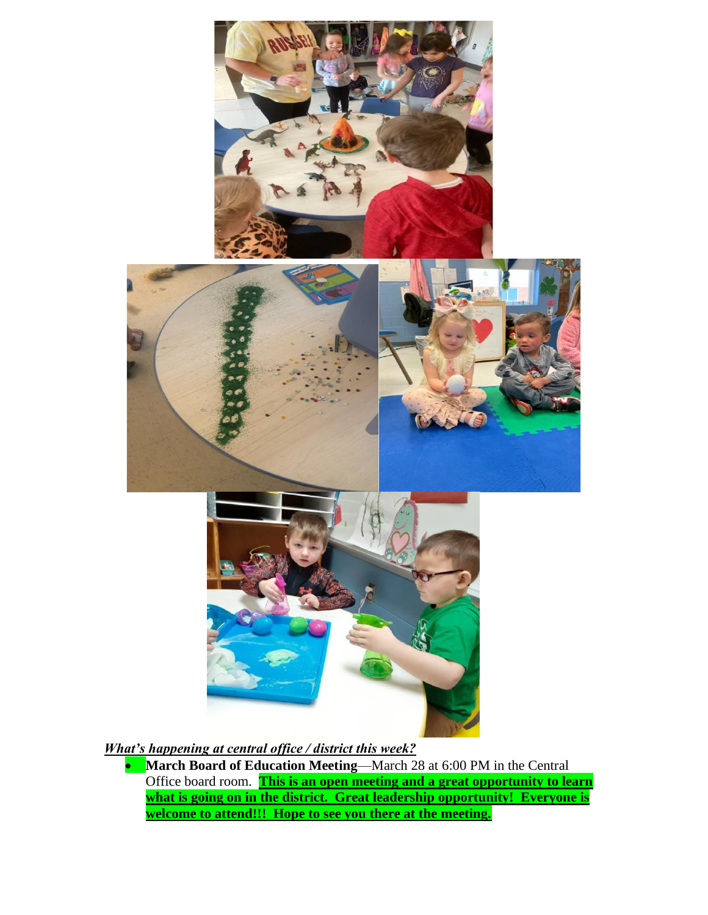***What's happening at central office / district this week?***

- **March Board of Education Meeting**—March 28 at 6:00 PM in the Central Office board room. **This is an open meeting and a great opportunity to learn what is going on in the district. Great leadership opportunity! Everyone is welcome to attend!!! Hope to see you there at the meeting.**